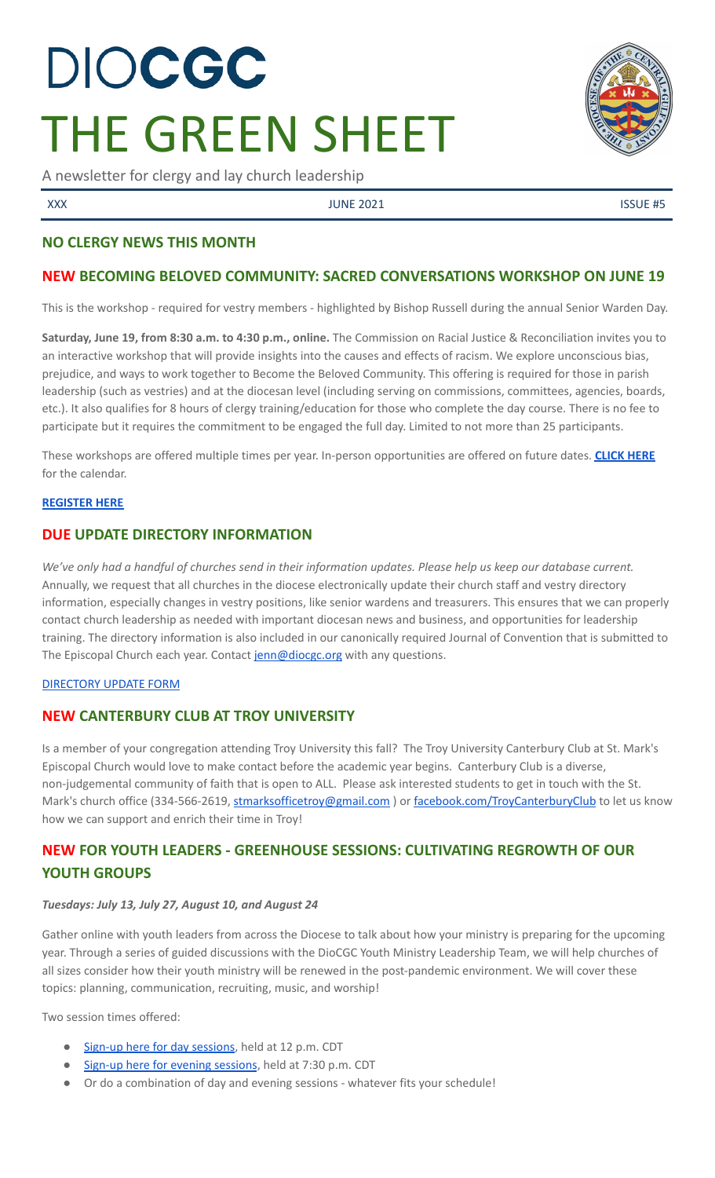# DIOCGC
# THE GREEN SHEET

A newsletter for clergy and lay church leadership

XXX | JUNE 2021 | ISSUE #5

## NO CLERGY NEWS THIS MONTH

## NEW BECOMING BELOVED COMMUNITY: SACRED CONVERSATIONS WORKSHOP ON JUNE 19

This is the workshop - required for vestry members - highlighted by Bishop Russell during the annual Senior Warden Day.

**Saturday, June 19, from 8:30 a.m. to 4:30 p.m., online.** The Commission on Racial Justice & Reconciliation invites you to an interactive workshop that will provide insights into the causes and effects of racism. We explore unconscious bias, prejudice, and ways to work together to Become the Beloved Community. This offering is required for those in parish leadership (such as vestries) and at the diocesan level (including serving on commissions, committees, agencies, boards, etc.). It also qualifies for 8 hours of clergy training/education for those who complete the day course. There is no fee to participate but it requires the commitment to be engaged the full day. Limited to not more than 25 participants.

These workshops are offered multiple times per year. In-person opportunities are offered on future dates. **CLICK HERE** for the calendar.

**REGISTER HERE**

## DUE UPDATE DIRECTORY INFORMATION

*We've only had a handful of churches send in their information updates. Please help us keep our database current.* Annually, we request that all churches in the diocese electronically update their church staff and vestry directory information, especially changes in vestry positions, like senior wardens and treasurers. This ensures that we can properly contact church leadership as needed with important diocesan news and business, and opportunities for leadership training. The directory information is also included in our canonically required Journal of Convention that is submitted to The Episcopal Church each year. Contact jenn@diocgc.org with any questions.

DIRECTORY UPDATE FORM

## NEW CANTERBURY CLUB AT TROY UNIVERSITY

Is a member of your congregation attending Troy University this fall? The Troy University Canterbury Club at St. Mark's Episcopal Church would love to make contact before the academic year begins. Canterbury Club is a diverse, non-judgemental community of faith that is open to ALL. Please ask interested students to get in touch with the St. Mark's church office (334-566-2619, stmarksofficetroy@gmail.com ) or facebook.com/TroyCanterburyClub to let us know how we can support and enrich their time in Troy!

## NEW FOR YOUTH LEADERS - GREENHOUSE SESSIONS: CULTIVATING REGROWTH OF OUR YOUTH GROUPS

***Tuesdays: July 13, July 27, August 10, and August 24***

Gather online with youth leaders from across the Diocese to talk about how your ministry is preparing for the upcoming year. Through a series of guided discussions with the DioCGC Youth Ministry Leadership Team, we will help churches of all sizes consider how their youth ministry will be renewed in the post-pandemic environment. We will cover these topics: planning, communication, recruiting, music, and worship!

Two session times offered:

- Sign-up here for day sessions, held at 12 p.m. CDT
- Sign-up here for evening sessions, held at 7:30 p.m. CDT
- Or do a combination of day and evening sessions - whatever fits your schedule!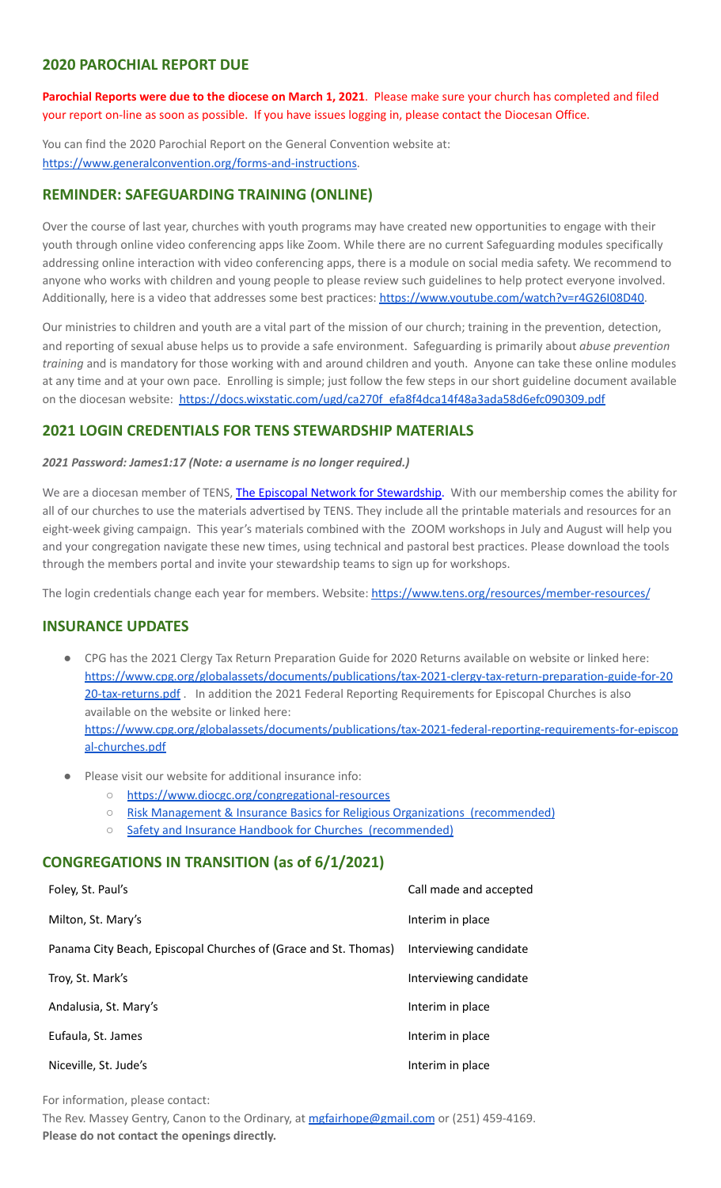## 2020 PAROCHIAL REPORT DUE

**Parochial Reports were due to the diocese on March 1, 2021**. Please make sure your church has completed and filed your report on-line as soon as possible. If you have issues logging in, please contact the Diocesan Office.

You can find the 2020 Parochial Report on the General Convention website at: https://www.generalconvention.org/forms-and-instructions.

## REMINDER: SAFEGUARDING TRAINING (ONLINE)

Over the course of last year, churches with youth programs may have created new opportunities to engage with their youth through online video conferencing apps like Zoom. While there are no current Safeguarding modules specifically addressing online interaction with video conferencing apps, there is a module on social media safety. We recommend to anyone who works with children and young people to please review such guidelines to help protect everyone involved. Additionally, here is a video that addresses some best practices: https://www.youtube.com/watch?v=r4G26I08D40.

Our ministries to children and youth are a vital part of the mission of our church; training in the prevention, detection, and reporting of sexual abuse helps us to provide a safe environment. Safeguarding is primarily about *abuse prevention training* and is mandatory for those working with and around children and youth. Anyone can take these online modules at any time and at your own pace. Enrolling is simple; just follow the few steps in our short guideline document available on the diocesan website: https://docs.wixstatic.com/ugd/ca270f_efa8f4dca14f48a3ada58d6efc090309.pdf

## 2021 LOGIN CREDENTIALS FOR TENS STEWARDSHIP MATERIALS

***2021 Password: James1:17 (Note: a username is no longer required.)***

We are a diocesan member of TENS, The Episcopal Network for Stewardship. With our membership comes the ability for all of our churches to use the materials advertised by TENS. They include all the printable materials and resources for an eight-week giving campaign. This year's materials combined with the ZOOM workshops in July and August will help you and your congregation navigate these new times, using technical and pastoral best practices. Please download the tools through the members portal and invite your stewardship teams to sign up for workshops.

The login credentials change each year for members. Website: https://www.tens.org/resources/member-resources/

## INSURANCE UPDATES

- CPG has the 2021 Clergy Tax Return Preparation Guide for 2020 Returns available on website or linked here: https://www.cpg.org/globalassets/documents/publications/tax-2021-clergy-tax-return-preparation-guide-for-2020-tax-returns.pdf . In addition the 2021 Federal Reporting Requirements for Episcopal Churches is also available on the website or linked here: https://www.cpg.org/globalassets/documents/publications/tax-2021-federal-reporting-requirements-for-episcopal-churches.pdf
- Please visit our website for additional insurance info:
  - https://www.diocgc.org/congregational-resources
  - Risk Management & Insurance Basics for Religious Organizations (recommended)
  - Safety and Insurance Handbook for Churches (recommended)

## CONGREGATIONS IN TRANSITION (as of 6/1/2021)

| | |
|---|---|
| Foley, St. Paul's | Call made and accepted |
| Milton, St. Mary's | Interim in place |
| Panama City Beach, Episcopal Churches (of Grace and St. Thomas) | Interviewing candidate |
| Troy, St. Mark's | Interviewing candidate |
| Andalusia, St. Mary's | Interim in place |
| Eufaula, St. James | Interim in place |
| Niceville, St. Jude's | Interim in place |

For information, please contact:

The Rev. Massey Gentry, Canon to the Ordinary, at mgfairhope@gmail.com or (251) 459-4169.

**Please do not contact the openings directly.**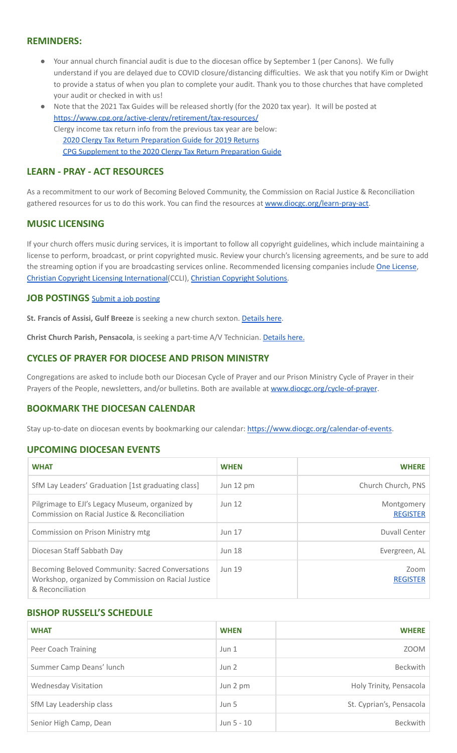## REMINDERS:

- Your annual church financial audit is due to the diocesan office by September 1 (per Canons). We fully understand if you are delayed due to COVID closure/distancing difficulties. We ask that you notify Kim or Dwight to provide a status of when you plan to complete your audit. Thank you to those churches that have completed your audit or checked in with us!
- Note that the 2021 Tax Guides will be released shortly (for the 2020 tax year). It will be posted at https://www.cpg.org/active-clergy/retirement/tax-resources/
  Clergy income tax return info from the previous tax year are below:
  2020 Clergy Tax Return Preparation Guide for 2019 Returns
  CPG Supplement to the 2020 Clergy Tax Return Preparation Guide

## LEARN - PRAY - ACT RESOURCES

As a recommitment to our work of Becoming Beloved Community, the Commission on Racial Justice & Reconciliation gathered resources for us to do this work. You can find the resources at www.diocgc.org/learn-pray-act.

## MUSIC LICENSING

If your church offers music during services, it is important to follow all copyright guidelines, which include maintaining a license to perform, broadcast, or print copyrighted music. Review your church's licensing agreements, and be sure to add the streaming option if you are broadcasting services online. Recommended licensing companies include One License, Christian Copyright Licensing International(CCLI), Christian Copyright Solutions.

## JOB POSTINGS Submit a job posting

**St. Francis of Assisi, Gulf Breeze** is seeking a new church sexton. Details here.

**Christ Church Parish, Pensacola**, is seeking a part-time A/V Technician. Details here.

## CYCLES OF PRAYER FOR DIOCESE AND PRISON MINISTRY

Congregations are asked to include both our Diocesan Cycle of Prayer and our Prison Ministry Cycle of Prayer in their Prayers of the People, newsletters, and/or bulletins. Both are available at www.diocgc.org/cycle-of-prayer.

## BOOKMARK THE DIOCESAN CALENDAR

Stay up-to-date on diocesan events by bookmarking our calendar: https://www.diocgc.org/calendar-of-events.

## UPCOMING DIOCESAN EVENTS

| WHAT | WHEN | WHERE |
|---|---|---|
| SfM Lay Leaders' Graduation [1st graduating class] | Jun 12 pm | Church Church, PNS |
| Pilgrimage to EJI's Legacy Museum, organized by Commission on Racial Justice & Reconciliation | Jun 12 | Montgomery REGISTER |
| Commission on Prison Ministry mtg | Jun 17 | Duvall Center |
| Diocesan Staff Sabbath Day | Jun 18 | Evergreen, AL |
| Becoming Beloved Community: Sacred Conversations Workshop, organized by Commission on Racial Justice & Reconciliation | Jun 19 | Zoom REGISTER |

## BISHOP RUSSELL'S SCHEDULE

| WHAT | WHEN | WHERE |
|---|---|---|
| Peer Coach Training | Jun 1 | ZOOM |
| Summer Camp Deans' lunch | Jun 2 | Beckwith |
| Wednesday Visitation | Jun 2 pm | Holy Trinity, Pensacola |
| SfM Lay Leadership class | Jun 5 | St. Cyprian's, Pensacola |
| Senior High Camp, Dean | Jun 5 - 10 | Beckwith |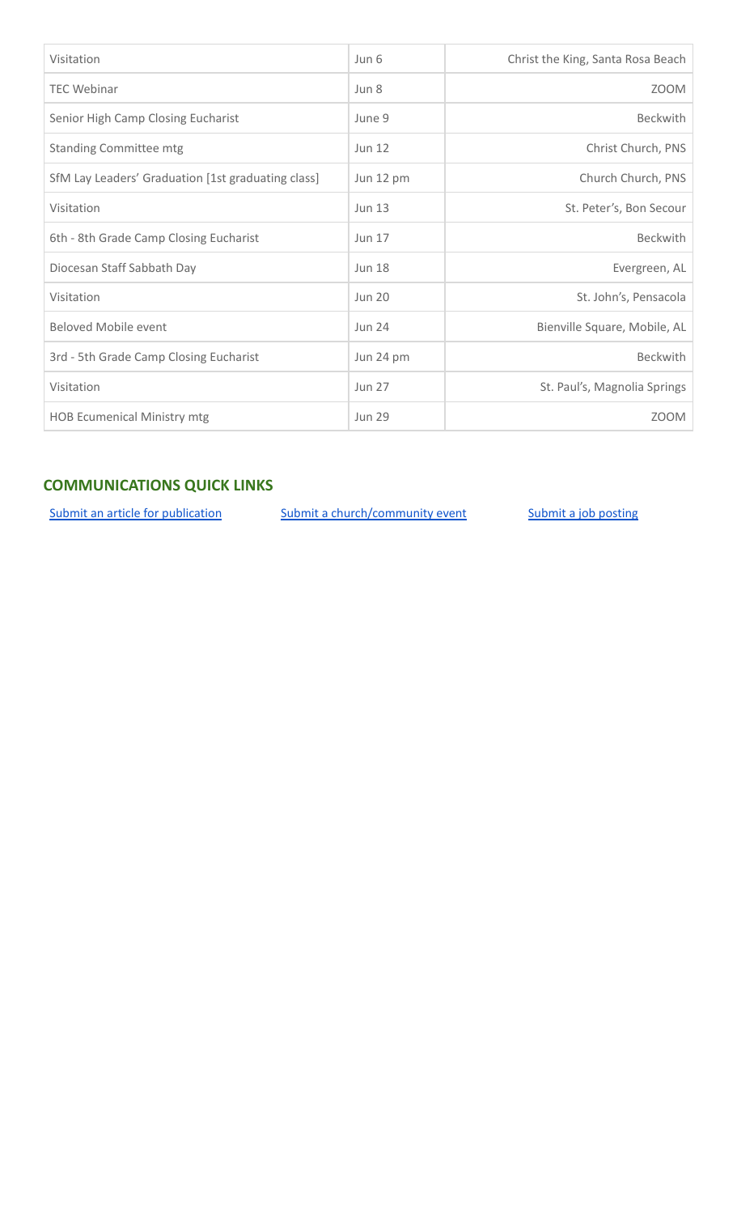| | | |
|---|---|---|
| Visitation | Jun 6 | Christ the King, Santa Rosa Beach |
| TEC Webinar | Jun 8 | ZOOM |
| Senior High Camp Closing Eucharist | June 9 | Beckwith |
| Standing Committee mtg | Jun 12 | Christ Church, PNS |
| SfM Lay Leaders' Graduation [1st graduating class] | Jun 12 pm | Church Church, PNS |
| Visitation | Jun 13 | St. Peter's, Bon Secour |
| 6th - 8th Grade Camp Closing Eucharist | Jun 17 | Beckwith |
| Diocesan Staff Sabbath Day | Jun 18 | Evergreen, AL |
| Visitation | Jun 20 | St. John's, Pensacola |
| Beloved Mobile event | Jun 24 | Bienville Square, Mobile, AL |
| 3rd - 5th Grade Camp Closing Eucharist | Jun 24 pm | Beckwith |
| Visitation | Jun 27 | St. Paul's, Magnolia Springs |
| HOB Ecumenical Ministry mtg | Jun 29 | ZOOM |

## COMMUNICATIONS QUICK LINKS

Submit an article for publication    Submit a church/community event    Submit a job posting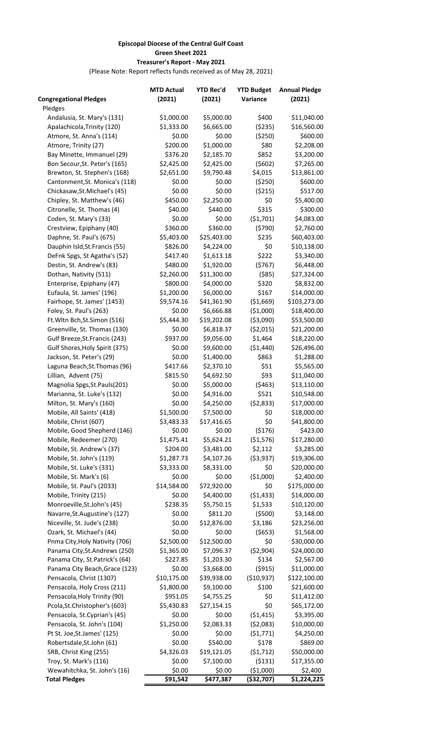**Episcopal Diocese of the Central Gulf Coast**

**Green Sheet 2021**

**Treasurer's Report - May 2021**

(Please Note: Report reflects funds received as of May 28, 2021)

| **Congregational Pledges** | **MTD Actual (2021)** | **YTD Rec'd (2021)** | **YTD Budget Variance** | **Annual Pledge (2021)** |
|---|---|---|---|---|
| Pledges | | | | |
| Andalusia, St. Mary's (131) | $1,000.00 | $5,000.00 | $400 | $11,040.00 |
| Apalachicola,Trinity (120) | $1,333.00 | $6,665.00 | ($235) | $16,560.00 |
| Atmore, St. Anna's (114) | $0.00 | $0.00 | ($250) | $600.00 |
| Atmore, Trinity (27) | $200.00 | $1,000.00 | $80 | $2,208.00 |
| Bay Minette, Immanuel (29) | $376.20 | $2,185.70 | $852 | $3,200.00 |
| Bon Secour,St. Peter's (165) | $2,425.00 | $2,425.00 | ($602) | $7,265.00 |
| Brewton, St. Stephen's (168) | $2,651.00 | $9,790.48 | $4,015 | $13,861.00 |
| Cantonment,St. Monica's (118) | $0.00 | $0.00 | ($250) | $600.00 |
| Chickasaw,St.Michael's (45) | $0.00 | $0.00 | ($215) | $517.00 |
| Chipley, St. Matthew's (46) | $450.00 | $2,250.00 | $0 | $5,400.00 |
| Citronelle, St. Thomas (4) | $40.00 | $440.00 | $315 | $300.00 |
| Coden, St. Mary's (33) | $0.00 | $0.00 | ($1,701) | $4,083.00 |
| Crestview, Epiphany (40) | $360.00 | $360.00 | ($790) | $2,760.00 |
| Daphne, St. Paul's (675) | $5,403.00 | $25,403.00 | $235 | $60,403.00 |
| Dauphin Isld,St.Francis (55) | $826.00 | $4,224.00 | $0 | $10,138.00 |
| DeFnk Spgs, St Agatha's (52) | $417.40 | $1,613.18 | $222 | $3,340.00 |
| Destin, St. Andrew's (83) | $480.00 | $1,920.00 | ($767) | $6,448.00 |
| Dothan, Nativity (511) | $2,260.00 | $11,300.00 | ($85) | $27,324.00 |
| Enterprise, Epiphany (47) | $800.00 | $4,000.00 | $320 | $8,832.00 |
| Eufaula, St. James' (196) | $1,200.00 | $6,000.00 | $167 | $14,000.00 |
| Fairhope, St. James' (1453) | $9,574.16 | $41,361.90 | ($1,669) | $103,273.00 |
| Foley, St. Paul's (263) | $0.00 | $6,666.88 | ($1,000) | $18,400.00 |
| Ft.Wltn Bch,St.Simon (516) | $5,444.30 | $19,202.08 | ($3,090) | $53,500.00 |
| Greenville, St. Thomas (130) | $0.00 | $6,818.37 | ($2,015) | $21,200.00 |
| Gulf Breeze,St.Francis (243) | $937.00 | $9,056.00 | $1,464 | $18,220.00 |
| Gulf Shores,Holy Spirit (375) | $0.00 | $9,600.00 | ($1,440) | $26,496.00 |
| Jackson, St. Peter's (29) | $0.00 | $1,400.00 | $863 | $1,288.00 |
| Laguna Beach,St.Thomas (96) | $417.66 | $2,370.10 | $51 | $5,565.00 |
| Lillian, Advent (75) | $815.50 | $4,692.50 | $93 | $11,040.00 |
| Magnolia Spgs,St.Pauls(201) | $0.00 | $5,000.00 | ($463) | $13,110.00 |
| Marianna, St. Luke's (132) | $0.00 | $4,916.00 | $521 | $10,548.00 |
| Milton, St. Mary's (160) | $0.00 | $4,250.00 | ($2,833) | $17,000.00 |
| Mobile, All Saints' (418) | $1,500.00 | $7,500.00 | $0 | $18,000.00 |
| Mobile, Christ (607) | $3,483.33 | $17,416.65 | $0 | $41,800.00 |
| Mobile, Good Shepherd (146) | $0.00 | $0.00 | ($176) | $423.00 |
| Mobile, Redeemer (270) | $1,475.41 | $5,624.21 | ($1,576) | $17,280.00 |
| Mobile, St. Andrew's (37) | $204.00 | $3,481.00 | $2,112 | $3,285.00 |
| Mobile, St. John's (119) | $1,287.73 | $4,107.26 | ($3,937) | $19,306.00 |
| Mobile, St. Luke's (331) | $3,333.00 | $8,331.00 | $0 | $20,000.00 |
| Mobile, St. Mark's (6) | $0.00 | $0.00 | ($1,000) | $2,400.00 |
| Mobile, St. Paul's (2033) | $14,584.00 | $72,920.00 | $0 | $175,000.00 |
| Mobile, Trinity (215) | $0.00 | $4,400.00 | ($1,433) | $14,000.00 |
| Monroeville,St.John's (45) | $238.35 | $5,750.15 | $1,533 | $10,120.00 |
| Navarre,St.Augustine's (127) | $0.00 | $811.20 | ($500) | $3,148.00 |
| Niceville, St. Jude's (238) | $0.00 | $12,876.00 | $3,186 | $23,256.00 |
| Ozark, St. Michael's (44) | $0.00 | $0.00 | ($653) | $1,568.00 |
| Pnma City,Holy Nativity (706) | $2,500.00 | $12,500.00 | $0 | $30,000.00 |
| Panama City,St.Andrews (250) | $1,365.00 | $7,096.37 | ($2,904) | $24,000.00 |
| Panama City, St.Patrick's (64) | $227.85 | $1,203.30 | $134 | $2,567.00 |
| Panama City Beach,Grace (123) | $0.00 | $3,668.00 | ($915) | $11,000.00 |
| Pensacola, Christ (1307) | $10,175.00 | $39,938.00 | ($10,937) | $122,100.00 |
| Pensacola, Holy Cross (211) | $1,800.00 | $9,100.00 | $100 | $21,600.00 |
| Pensacola,Holy Trinity (90) | $951.05 | $4,755.25 | $0 | $11,412.00 |
| Pcola,St.Christopher's (603) | $5,430.83 | $27,154.15 | $0 | $65,172.00 |
| Pensacola, St.Cyprian's (45) | $0.00 | $0.00 | ($1,415) | $3,395.00 |
| Pensacola, St. John's (104) | $1,250.00 | $2,083.33 | ($2,083) | $10,000.00 |
| Pt St. Joe,St.James' (125) | $0.00 | $0.00 | ($1,771) | $4,250.00 |
| Robertsdale,St.John (61) | $0.00 | $540.00 | $178 | $869.00 |
| SRB, Christ King (255) | $4,326.03 | $19,121.05 | ($1,712) | $50,000.00 |
| Troy, St. Mark's (116) | $0.00 | $7,100.00 | ($131) | $17,355.00 |
| Wewahitchka, St. John's (16) | $0.00 | $0.00 | ($1,000) | $2,400 |
| **Total Pledges** | **$91,542** | **$477,387** | **($32,707)** | **$1,224,225** |